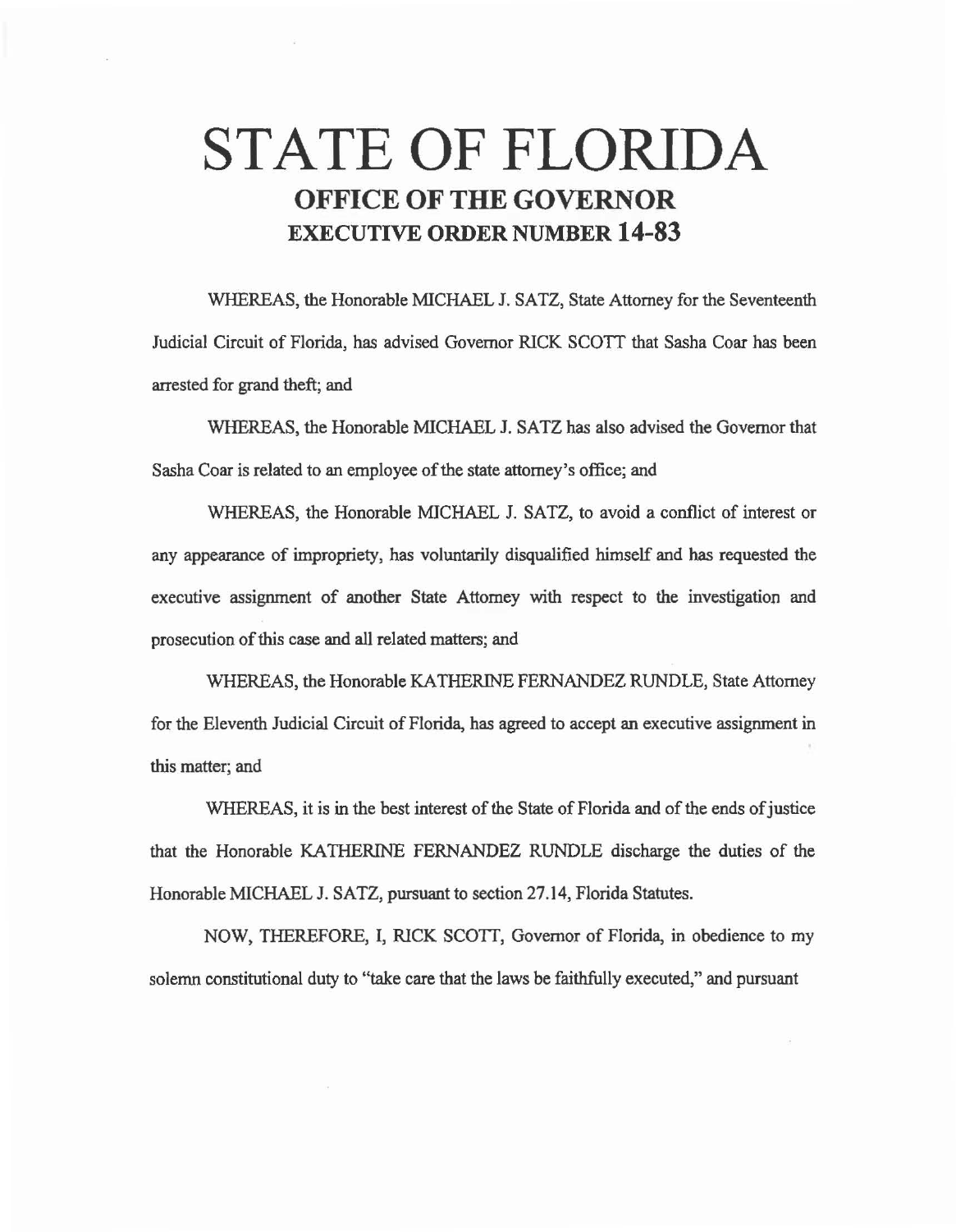# STATE OF FLORIDA
## OFFICE OF THE GOVERNOR
## EXECUTIVE ORDER NUMBER 14-83

WHEREAS, the Honorable MICHAEL J. SATZ, State Attorney for the Seventeenth Judicial Circuit of Florida, has advised Governor RICK SCOTT that Sasha Coar has been arrested for grand theft; and

WHEREAS, the Honorable MICHAEL J. SATZ has also advised the Governor that Sasha Coar is related to an employee of the state attorney's office; and

WHEREAS, the Honorable MICHAEL J. SATZ, to avoid a conflict of interest or any appearance of impropriety, has voluntarily disqualified himself and has requested the executive assignment of another State Attorney with respect to the investigation and prosecution of this case and all related matters; and

WHEREAS, the Honorable KATHERINE FERNANDEZ RUNDLE, State Attorney for the Eleventh Judicial Circuit of Florida, has agreed to accept an executive assignment in this matter; and

WHEREAS, it is in the best interest of the State of Florida and of the ends of justice that the Honorable KATHERINE FERNANDEZ RUNDLE discharge the duties of the Honorable MICHAEL J. SATZ, pursuant to section 27.14, Florida Statutes.

NOW, THEREFORE, I, RICK SCOTT, Governor of Florida, in obedience to my solemn constitutional duty to "take care that the laws be faithfully executed," and pursuant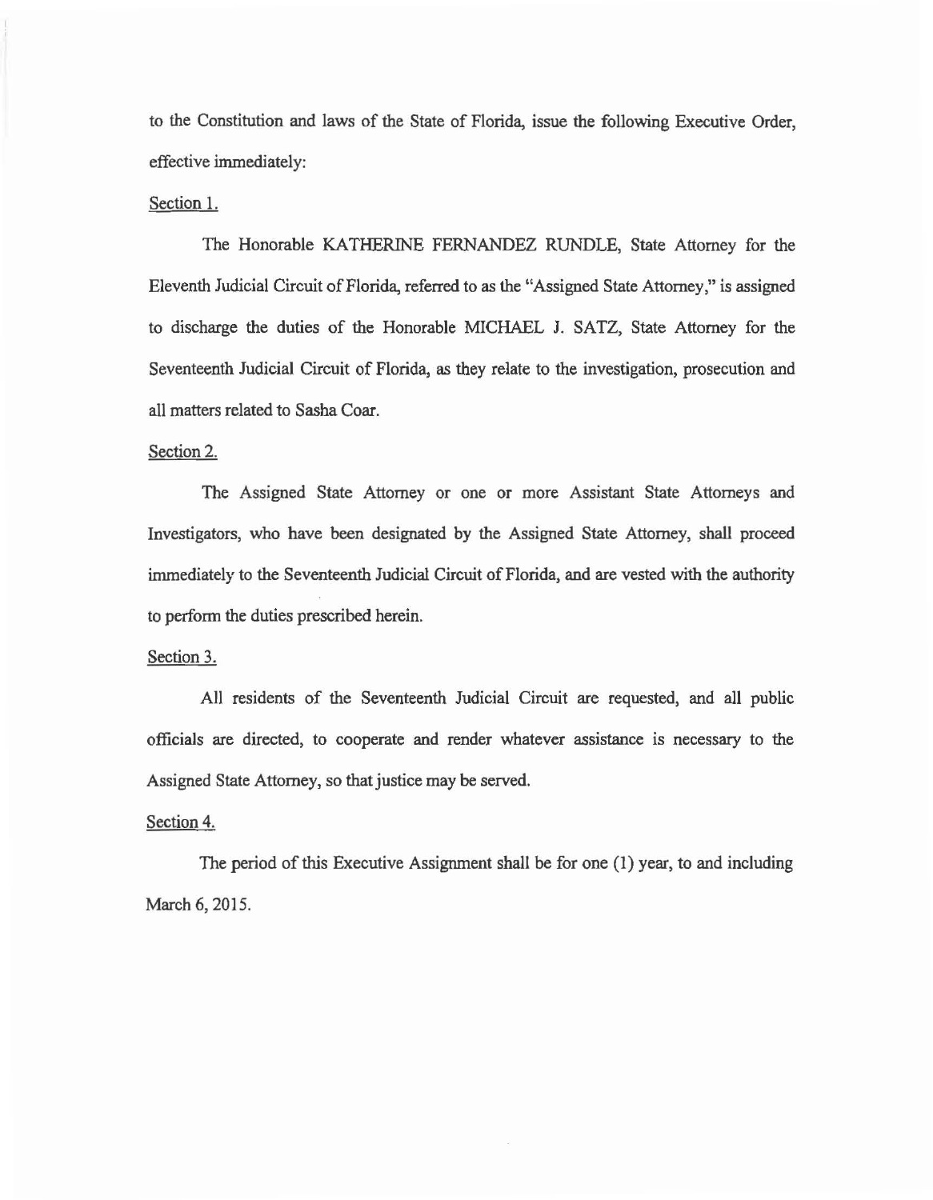to the Constitution and laws of the State of Florida, issue the following Executive Order, effective immediately:

Section 1.

The Honorable KATHERINE FERNANDEZ RUNDLE, State Attorney for the Eleventh Judicial Circuit of Florida, referred to as the "Assigned State Attorney," is assigned to discharge the duties of the Honorable MICHAEL J. SATZ, State Attorney for the Seventeenth Judicial Circuit of Florida, as they relate to the investigation, prosecution and all matters related to Sasha Coar.

Section 2.

The Assigned State Attorney or one or more Assistant State Attorneys and Investigators, who have been designated by the Assigned State Attorney, shall proceed immediately to the Seventeenth Judicial Circuit of Florida, and are vested with the authority to perform the duties prescribed herein.

Section 3.

All residents of the Seventeenth Judicial Circuit are requested, and all public officials are directed, to cooperate and render whatever assistance is necessary to the Assigned State Attorney, so that justice may be served.

Section 4.

The period of this Executive Assignment shall be for one (1) year, to and including March 6, 2015.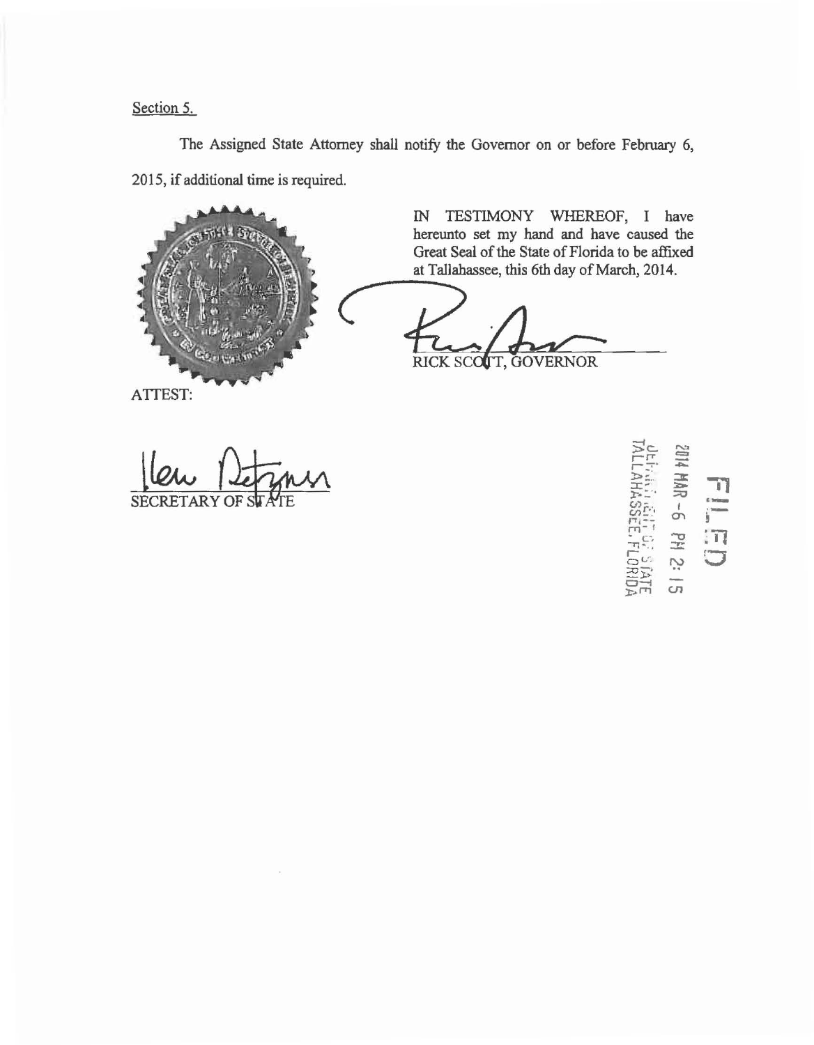Section 5.

The Assigned State Attorney shall notify the Governor on or before February 6, 2015, if additional time is required.

IN TESTIMONY WHEREOF, I have hereunto set my hand and have caused the Great Seal of the State of Florida to be affixed at Tallahassee, this 6th day of March, 2014.

RICK SCOTT, GOVERNOR

ATTEST:

SECRETARY OF STATE

FILED

2014 MAR -6 PM 2:15

DEPARTMENT OF STATE
TALLAHASSEE, FLORIDA